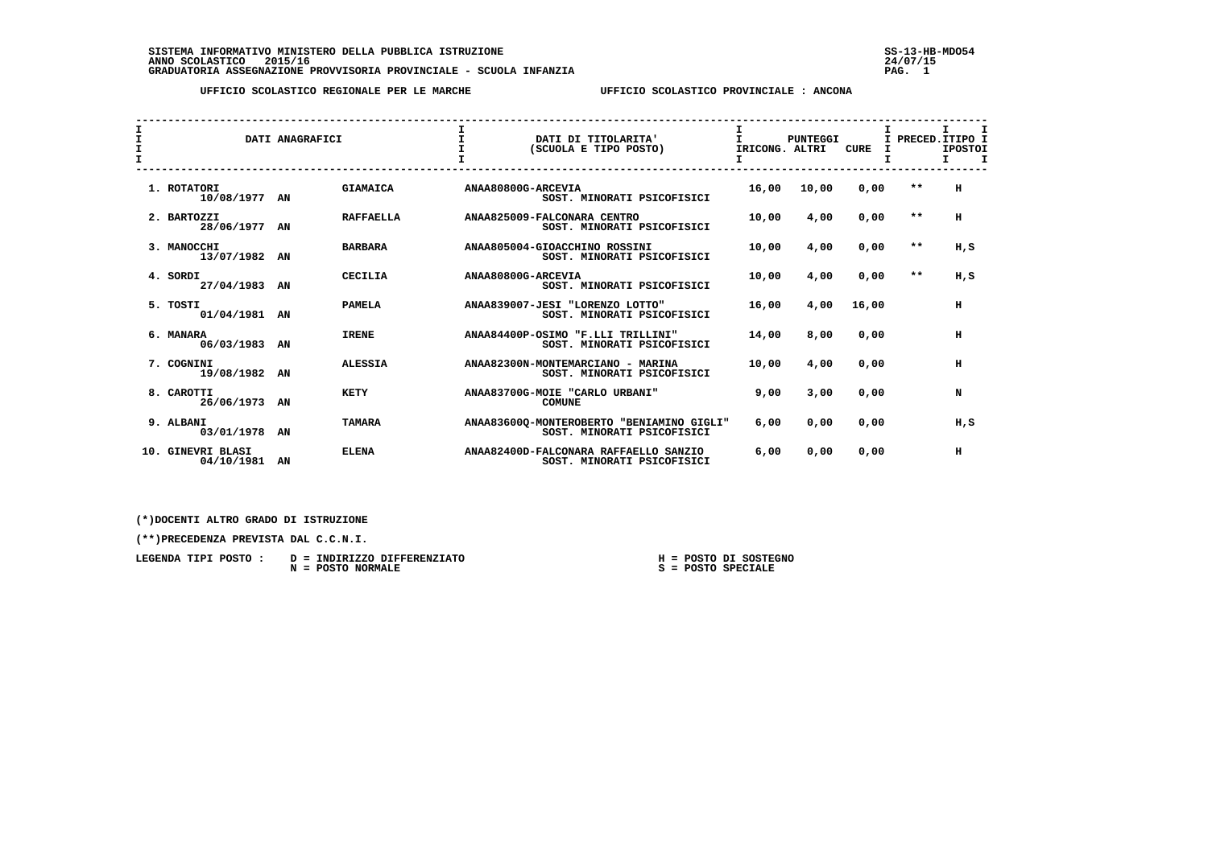SISTEMA INFORMATIVO MINISTERO DELLA PUBBLICA ISTRUZIONE
ANNO SCOLASTICO 2015/16
GRADUATORIA ASSEGNAZIONE PROVVISORIA PROVINCIALE - SCUOLA INFANZIA

SS-13-HB-MDO54
24/07/15

UFFICIO SCOLASTICO REGIONALE PER LE MARCHE — UFFICIO SCOLASTICO PROVINCIALE : ANCONA

| DATI ANAGRAFICI | | | DATI DI TITOLARITA' (SCUOLA E TIPO POSTO) | PUNTEGGI RICONG. | ALTRI | CURE | PRECED. | TIPO POSTO |
|---|---|---|---|---|---|---|---|---|
| 1. ROTATORI 10/08/1977 | AN | GIAMAICA | ANAA80800G-ARCEVIA SOST. MINORATI PSICOFISICI | 16,00 | 10,00 | 0,00 | ** | H |
| 2. BARTOZZI 28/06/1977 | AN | RAFFAELLA | ANAA825009-FALCONARA CENTRO SOST. MINORATI PSICOFISICI | 10,00 | 4,00 | 0,00 | ** | H |
| 3. MANOCCHI 13/07/1982 | AN | BARBARA | ANAA805004-GIOACCHINO ROSSINI SOST. MINORATI PSICOFISICI | 10,00 | 4,00 | 0,00 | ** | H,S |
| 4. SORDI 27/04/1983 | AN | CECILIA | ANAA80800G-ARCEVIA SOST. MINORATI PSICOFISICI | 10,00 | 4,00 | 0,00 | ** | H,S |
| 5. TOSTI 01/04/1981 | AN | PAMELA | ANAA839007-JESI "LORENZO LOTTO" SOST. MINORATI PSICOFISICI | 16,00 | 4,00 | 16,00 | | H |
| 6. MANARA 06/03/1983 | AN | IRENE | ANAA84400P-OSIMO "F.LLI TRILLINI" SOST. MINORATI PSICOFISICI | 14,00 | 8,00 | 0,00 | | H |
| 7. COGNINI 19/08/1982 | AN | ALESSIA | ANAA82300N-MONTEMARCIANO - MARINA SOST. MINORATI PSICOFISICI | 10,00 | 4,00 | 0,00 | | H |
| 8. CAROTTI 26/06/1973 | AN | KETY | ANAA83700G-MOIE "CARLO URBANI" COMUNE | 9,00 | 3,00 | 0,00 | | N |
| 9. ALBANI 03/01/1978 | AN | TAMARA | ANAA83600Q-MONTEROBERTO "BENIAMINO GIGLI" SOST. MINORATI PSICOFISICI | 6,00 | 0,00 | 0,00 | | H,S |
| 10. GINEVRI BLASI 04/10/1981 | AN | ELENA | ANAA82400D-FALCONARA RAFFAELLO SANZIO SOST. MINORATI PSICOFISICI | 6,00 | 0,00 | 0,00 | | H |

(*)DOCENTI ALTRO GRADO DI ISTRUZIONE

(**)PRECEDENZA PREVISTA DAL C.C.N.I.

LEGENDA TIPI POSTO :
- D = INDIRIZZO DIFFERENZIATO
- N = POSTO NORMALE
- H = POSTO DI SOSTEGNO
- S = POSTO SPECIALE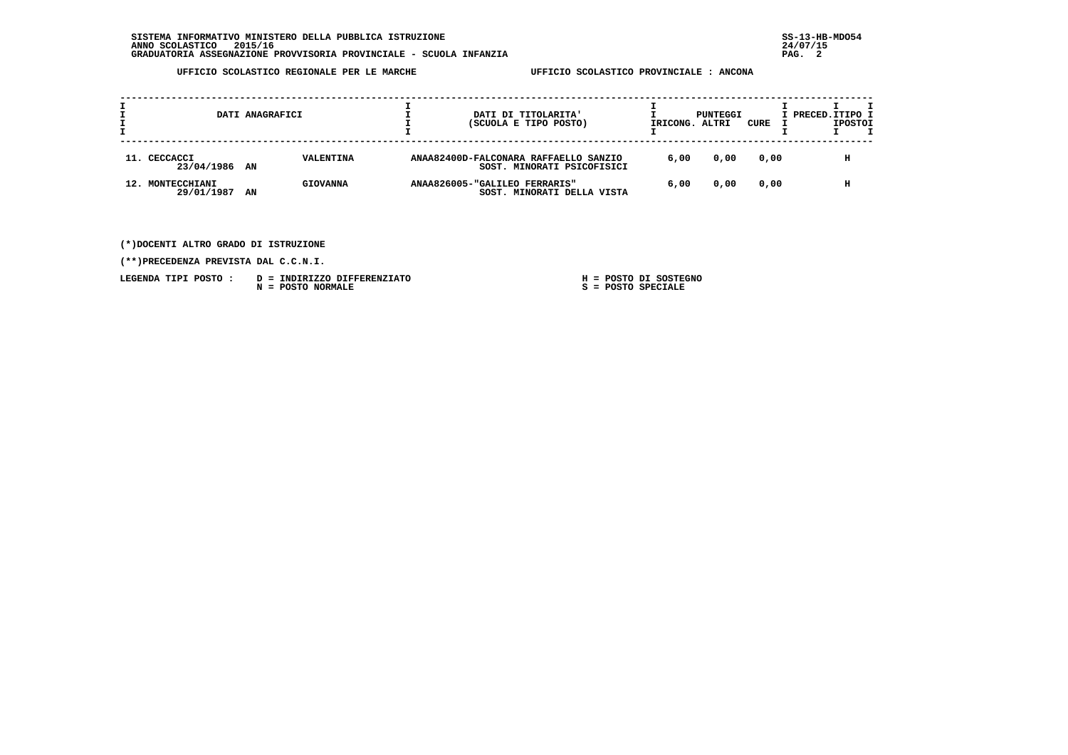SISTEMA INFORMATIVO MINISTERO DELLA PUBBLICA ISTRUZIONE
ANNO SCOLASTICO 2015/16
GRADUATORIA ASSEGNAZIONE PROVVISORIA PROVINCIALE - SCUOLA INFANZIA

SS-13-HB-MDO54
24/07/15

UFFICIO SCOLASTICO REGIONALE PER LE MARCHE          UFFICIO SCOLASTICO PROVINCIALE : ANCONA

| DATI ANAGRAFICI | | | DATI DI TITOLARITA' (SCUOLA E TIPO POSTO) | PUNTEGGI RICONG. | ALTRI | CURE | PRECED. | TIPO POSTO |
|---|---|---|---|---|---|---|---|---|
| 11. CECCACCI 23/04/1986 | AN | VALENTINA | ANAA82400D-FALCONARA RAFFAELLO SANZIO SOST. MINORATI PSICOFISICI | 6,00 | 0,00 | 0,00 | | H |
| 12. MONTECCHIANI 29/01/1987 | AN | GIOVANNA | ANAA826005-"GALILEO FERRARIS" SOST. MINORATI DELLA VISTA | 6,00 | 0,00 | 0,00 | | H |

(*)DOCENTI ALTRO GRADO DI ISTRUZIONE

(**)PRECEDENZA PREVISTA DAL C.C.N.I.

LEGENDA TIPI POSTO :
D = INDIRIZZO DIFFERENZIATO
N = POSTO NORMALE
H = POSTO DI SOSTEGNO
S = POSTO SPECIALE